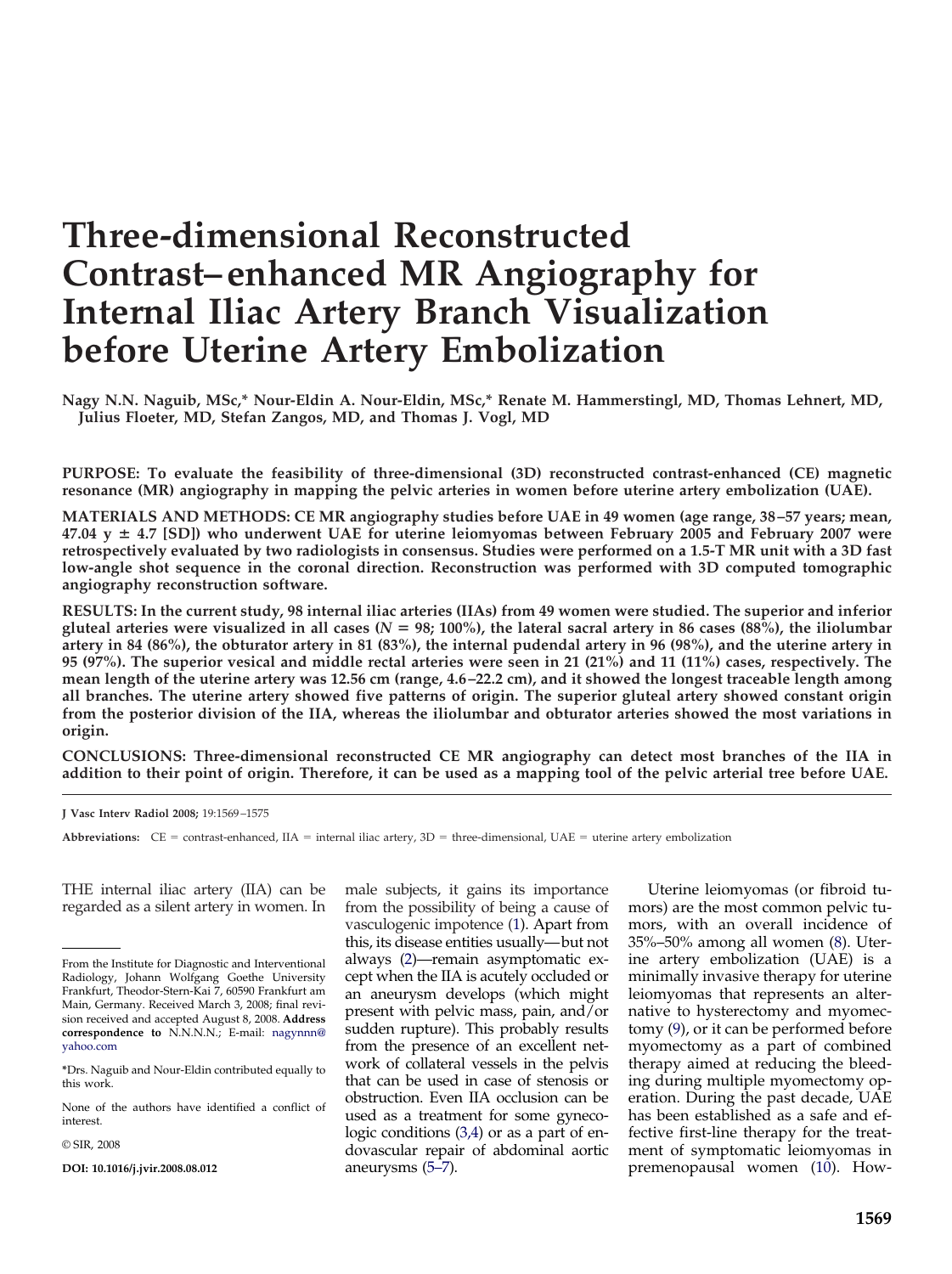# Three-dimensional Reconstructed Contrast–enhanced MR Angiography for Internal Iliac Artery Branch Visualization before Uterine Artery Embolization

Nagy N.N. Naguib, MSc,* Nour-Eldin A. Nour-Eldin, MSc,* Renate M. Hammerstingl, MD, Thomas Lehnert, MD, Julius Floeter, MD, Stefan Zangos, MD, and Thomas J. Vogl, MD

**PURPOSE: To evaluate the feasibility of three-dimensional (3D) reconstructed contrast-enhanced (CE) magnetic resonance (MR) angiography in mapping the pelvic arteries in women before uterine artery embolization (UAE).**

**MATERIALS AND METHODS: CE MR angiography studies before UAE in 49 women (age range, 38–57 years; mean, 47.04 y ± 4.7 [SD]) who underwent UAE for uterine leiomyomas between February 2005 and February 2007 were retrospectively evaluated by two radiologists in consensus. Studies were performed on a 1.5-T MR unit with a 3D fast low-angle shot sequence in the coronal direction. Reconstruction was performed with 3D computed tomographic angiography reconstruction software.**

**RESULTS: In the current study, 98 internal iliac arteries (IIAs) from 49 women were studied. The superior and inferior gluteal arteries were visualized in all cases (*N* = 98; 100%), the lateral sacral artery in 86 cases (88%), the iliolumbar artery in 84 (86%), the obturator artery in 81 (83%), the internal pudendal artery in 96 (98%), and the uterine artery in 95 (97%). The superior vesical and middle rectal arteries were seen in 21 (21%) and 11 (11%) cases, respectively. The mean length of the uterine artery was 12.56 cm (range, 4.6–22.2 cm), and it showed the longest traceable length among all branches. The uterine artery showed five patterns of origin. The superior gluteal artery showed constant origin from the posterior division of the IIA, whereas the iliolumbar and obturator arteries showed the most variations in origin.**

**CONCLUSIONS: Three-dimensional reconstructed CE MR angiography can detect most branches of the IIA in addition to their point of origin. Therefore, it can be used as a mapping tool of the pelvic arterial tree before UAE.**

**J Vasc Interv Radiol 2008;** 19:1569–1575

**Abbreviations:** CE = contrast-enhanced, IIA = internal iliac artery, 3D = three-dimensional, UAE = uterine artery embolization

THE internal iliac artery (IIA) can be regarded as a silent artery in women. In male subjects, it gains its importance from the possibility of being a cause of vasculogenic impotence (1). Apart from this, its disease entities usually—but not always (2)—remain asymptomatic except when the IIA is acutely occluded or an aneurysm develops (which might present with pelvic mass, pain, and/or sudden rupture). This probably results from the presence of an excellent network of collateral vessels in the pelvis that can be used in case of stenosis or obstruction. Even IIA occlusion can be used as a treatment for some gynecologic conditions (3,4) or as a part of endovascular repair of abdominal aortic aneurysms (5–7).

Uterine leiomyomas (or fibroid tumors) are the most common pelvic tumors, with an overall incidence of 35%–50% among all women (8). Uterine artery embolization (UAE) is a minimally invasive therapy for uterine leiomyomas that represents an alternative to hysterectomy and myomectomy (9), or it can be performed before myomectomy as a part of combined therapy aimed at reducing the bleeding during multiple myomectomy operation. During the past decade, UAE has been established as a safe and effective first-line therapy for the treatment of symptomatic leiomyomas in premenopausal women (10). How-

From the Institute for Diagnostic and Interventional Radiology, Johann Wolfgang Goethe University Frankfurt, Theodor-Stern-Kai 7, 60590 Frankfurt am Main, Germany. Received March 3, 2008; final revision received and accepted August 8, 2008. **Address correspondence to** N.N.N.N.; E-mail: nagynnn@yahoo.com

*Drs. Naguib and Nour-Eldin contributed equally to this work.

None of the authors have identified a conflict of interest.

© SIR, 2008

**DOI: 10.1016/j.jvir.2008.08.012**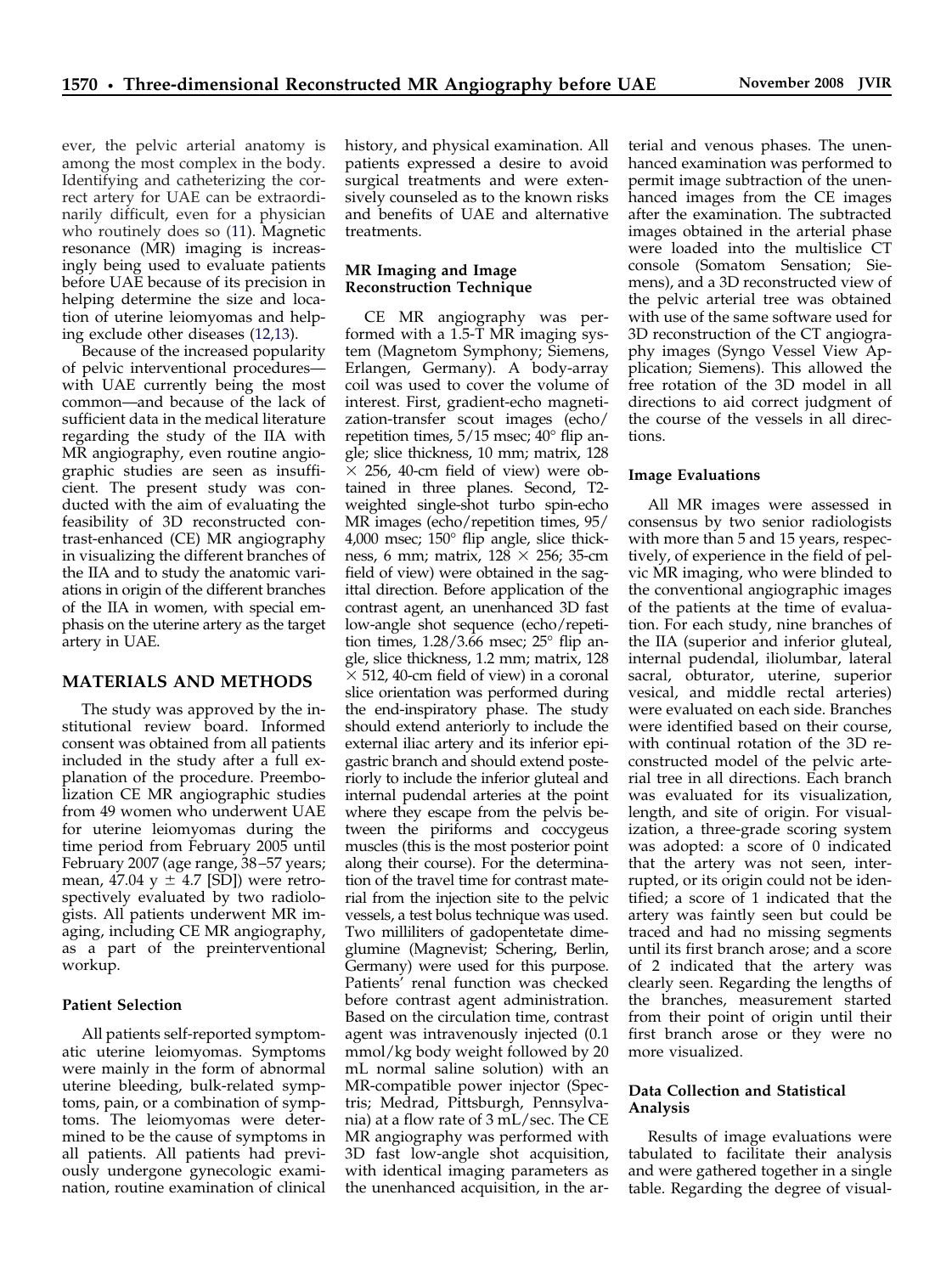ever, the pelvic arterial anatomy is among the most complex in the body. Identifying and catheterizing the correct artery for UAE can be extraordinarily difficult, even for a physician who routinely does so (11). Magnetic resonance (MR) imaging is increasingly being used to evaluate patients before UAE because of its precision in helping determine the size and location of uterine leiomyomas and helping exclude other diseases (12,13).

Because of the increased popularity of pelvic interventional procedures—with UAE currently being the most common—and because of the lack of sufficient data in the medical literature regarding the study of the IIA with MR angiography, even routine angiographic studies are seen as insufficient. The present study was conducted with the aim of evaluating the feasibility of 3D reconstructed contrast-enhanced (CE) MR angiography in visualizing the different branches of the IIA and to study the anatomic variations in origin of the different branches of the IIA in women, with special emphasis on the uterine artery as the target artery in UAE.

## MATERIALS AND METHODS

The study was approved by the institutional review board. Informed consent was obtained from all patients included in the study after a full explanation of the procedure. Preembolization CE MR angiographic studies from 49 women who underwent UAE for uterine leiomyomas during the time period from February 2005 until February 2007 (age range, 38–57 years; mean, 47.04 y ± 4.7 [SD]) were retrospectively evaluated by two radiologists. All patients underwent MR imaging, including CE MR angiography, as a part of the preinterventional workup.

### Patient Selection

All patients self-reported symptomatic uterine leiomyomas. Symptoms were mainly in the form of abnormal uterine bleeding, bulk-related symptoms, pain, or a combination of symptoms. The leiomyomas were determined to be the cause of symptoms in all patients. All patients had previously undergone gynecologic examination, routine examination of clinical history, and physical examination. All patients expressed a desire to avoid surgical treatments and were extensively counseled as to the known risks and benefits of UAE and alternative treatments.

### MR Imaging and Image Reconstruction Technique

CE MR angiography was performed with a 1.5-T MR imaging system (Magnetom Symphony; Siemens, Erlangen, Germany). A body-array coil was used to cover the volume of interest. First, gradient-echo magnetization-transfer scout images (echo/repetition times, 5/15 msec; 40° flip angle; slice thickness, 10 mm; matrix, 128 × 256, 40-cm field of view) were obtained in three planes. Second, T2-weighted single-shot turbo spin-echo MR images (echo/repetition times, 95/4,000 msec; 150° flip angle, slice thickness, 6 mm; matrix, 128 × 256; 35-cm field of view) were obtained in the sagittal direction. Before application of the contrast agent, an unenhanced 3D fast low-angle shot sequence (echo/repetition times, 1.28/3.66 msec; 25° flip angle, slice thickness, 1.2 mm; matrix, 128 × 512, 40-cm field of view) in a coronal slice orientation was performed during the end-inspiratory phase. The study should extend anteriorly to include the external iliac artery and its inferior epigastric branch and should extend posteriorly to include the inferior gluteal and internal pudendal arteries at the point where they escape from the pelvis between the piriforms and coccygeus muscles (this is the most posterior point along their course). For the determination of the travel time for contrast material from the injection site to the pelvic vessels, a test bolus technique was used. Two milliliters of gadopentetate dimeglumine (Magnevist; Schering, Berlin, Germany) were used for this purpose. Patients' renal function was checked before contrast agent administration. Based on the circulation time, contrast agent was intravenously injected (0.1 mmol/kg body weight followed by 20 mL normal saline solution) with an MR-compatible power injector (Spectris; Medrad, Pittsburgh, Pennsylvania) at a flow rate of 3 mL/sec. The CE MR angiography was performed with 3D fast low-angle shot acquisition, with identical imaging parameters as the unenhanced acquisition, in the arterial and venous phases. The unenhanced examination was performed to permit image subtraction of the unenhanced images from the CE images after the examination. The subtracted images obtained in the arterial phase were loaded into the multislice CT console (Somatom Sensation; Siemens), and a 3D reconstructed view of the pelvic arterial tree was obtained with use of the same software used for 3D reconstruction of the CT angiography images (Syngo Vessel View Application; Siemens). This allowed the free rotation of the 3D model in all directions to aid correct judgment of the course of the vessels in all directions.

### Image Evaluations

All MR images were assessed in consensus by two senior radiologists with more than 5 and 15 years, respectively, of experience in the field of pelvic MR imaging, who were blinded to the conventional angiographic images of the patients at the time of evaluation. For each study, nine branches of the IIA (superior and inferior gluteal, internal pudendal, iliolumbar, lateral sacral, obturator, uterine, superior vesical, and middle rectal arteries) were evaluated on each side. Branches were identified based on their course, with continual rotation of the 3D reconstructed model of the pelvic arterial tree in all directions. Each branch was evaluated for its visualization, length, and site of origin. For visualization, a three-grade scoring system was adopted: a score of 0 indicated that the artery was not seen, interrupted, or its origin could not be identified; a score of 1 indicated that the artery was faintly seen but could be traced and had no missing segments until its first branch arose; and a score of 2 indicated that the artery was clearly seen. Regarding the lengths of the branches, measurement started from their point of origin until their first branch arose or they were no more visualized.

### Data Collection and Statistical Analysis

Results of image evaluations were tabulated to facilitate their analysis and were gathered together in a single table. Regarding the degree of visual-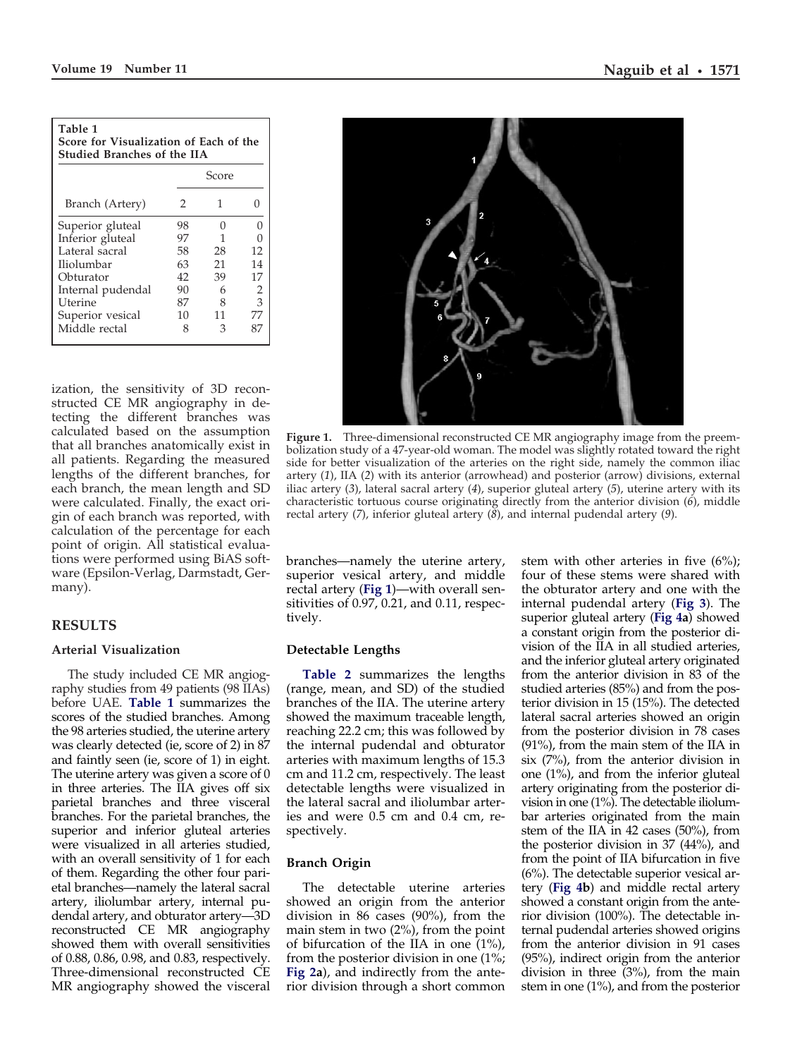**Table 1**
**Score for Visualization of Each of the Studied Branches of the IIA**

| Branch (Artery) | Score | | |
|---|---|---|---|
| | 2 | 1 | 0 |
| Superior gluteal | 98 | 0 | 0 |
| Inferior gluteal | 97 | 1 | 0 |
| Lateral sacral | 58 | 28 | 12 |
| Iliolumbar | 63 | 21 | 14 |
| Obturator | 42 | 39 | 17 |
| Internal pudendal | 90 | 6 | 2 |
| Uterine | 87 | 8 | 3 |
| Superior vesical | 10 | 11 | 77 |
| Middle rectal | 8 | 3 | 87 |

ization, the sensitivity of 3D reconstructed CE MR angiography in detecting the different branches was calculated based on the assumption that all branches anatomically exist in all patients. Regarding the measured lengths of the different branches, for each branch, the mean length and SD were calculated. Finally, the exact origin of each branch was reported, with calculation of the percentage for each point of origin. All statistical evaluations were performed using BiAS software (Epsilon-Verlag, Darmstadt, Germany).

**Figure 1.** Three-dimensional reconstructed CE MR angiography image from the preembolization study of a 47-year-old woman. The model was slightly rotated toward the right side for better visualization of the arteries on the right side, namely the common iliac artery (*1*), IIA (*2*) with its anterior (arrowhead) and posterior (arrow) divisions, external iliac artery (*3*), lateral sacral artery (*4*), superior gluteal artery (*5*), uterine artery with its characteristic tortuous course originating directly from the anterior division (*6*), middle rectal artery (*7*), inferior gluteal artery (*8*), and internal pudendal artery (*9*).

## RESULTS

### Arterial Visualization

The study included CE MR angiography studies from 49 patients (98 IIAs) before UAE. **Table 1** summarizes the scores of the studied branches. Among the 98 arteries studied, the uterine artery was clearly detected (ie, score of 2) in 87 and faintly seen (ie, score of 1) in eight. The uterine artery was given a score of 0 in three arteries. The IIA gives off six parietal branches and three visceral branches. For the parietal branches, the superior and inferior gluteal arteries were visualized in all arteries studied, with an overall sensitivity of 1 for each of them. Regarding the other four parietal branches—namely the lateral sacral artery, iliolumbar artery, internal pudendal artery, and obturator artery—3D reconstructed CE MR angiography showed them with overall sensitivities of 0.88, 0.86, 0.98, and 0.83, respectively. Three-dimensional reconstructed CE MR angiography showed the visceral branches—namely the uterine artery, superior vesical artery, and middle rectal artery (**Fig 1**)—with overall sensitivities of 0.97, 0.21, and 0.11, respectively.

### Detectable Lengths

**Table 2** summarizes the lengths (range, mean, and SD) of the studied branches of the IIA. The uterine artery showed the maximum traceable length, reaching 22.2 cm; this was followed by the internal pudendal and obturator arteries with maximum lengths of 15.3 cm and 11.2 cm, respectively. The least detectable lengths were visualized in the lateral sacral and iliolumbar arteries and were 0.5 cm and 0.4 cm, respectively.

### Branch Origin

The detectable uterine arteries showed an origin from the anterior division in 86 cases (90%), from the main stem in two (2%), from the point of bifurcation of the IIA in one (1%), from the posterior division in one (1%; **Fig 2a**), and indirectly from the anterior division through a short common stem with other arteries in five (6%); four of these stems were shared with the obturator artery and one with the internal pudendal artery (**Fig 3**). The superior gluteal artery (**Fig 4a**) showed a constant origin from the posterior division of the IIA in all studied arteries, and the inferior gluteal artery originated from the anterior division in 83 of the studied arteries (85%) and from the posterior division in 15 (15%). The detected lateral sacral arteries showed an origin from the posterior division in 78 cases (91%), from the main stem of the IIA in six (7%), from the anterior division in one (1%), and from the inferior gluteal artery originating from the posterior division in one (1%). The detectable iliolumbar arteries originated from the main stem of the IIA in 42 cases (50%), from the posterior division in 37 (44%), and from the point of IIA bifurcation in five (6%). The detectable superior vesical artery (**Fig 4b**) and middle rectal artery showed a constant origin from the anterior division (100%). The detectable internal pudendal arteries showed origins from the anterior division in 91 cases (95%), indirect origin from the anterior division in three (3%), from the main stem in one (1%), and from the posterior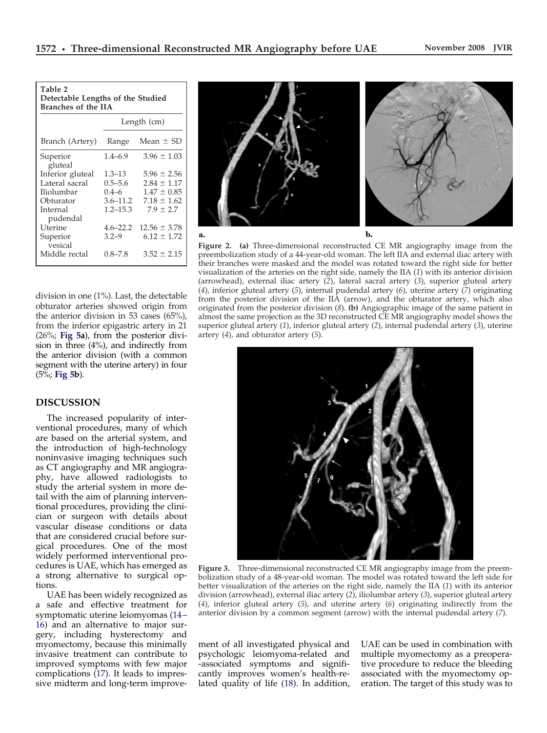**Table 2**
**Detectable Lengths of the Studied Branches of the IIA**

| Branch (Artery) | Length (cm) | |
|---|---|---|
| | Range | Mean ± SD |
| Superior gluteal | 1.4–6.9 | 3.96 ± 1.03 |
| Inferior gluteal | 1.3–13 | 5.96 ± 2.56 |
| Lateral sacral | 0.5–5.6 | 2.84 ± 1.17 |
| Iliolumbar | 0.4–6 | 1.47 ± 0.85 |
| Obturator | 3.6–11.2 | 7.18 ± 1.62 |
| Internal pudendal | 1.2–15.3 | 7.9 ± 2.7 |
| Uterine | 4.6–22.2 | 12.56 ± 3.78 |
| Superior vesical | 3.2–9 | 6.12 ± 1.72 |
| Middle rectal | 0.8–7.8 | 3.52 ± 2.15 |

division in one (1%). Last, the detectable obturator arteries showed origin from the anterior division in 53 cases (65%), from the inferior epigastric artery in 21 (26%; **Fig 5a**), from the posterior division in three (4%), and indirectly from the anterior division (with a common segment with the uterine artery) in four (5%; **Fig 5b**).

**Figure 2.** **(a)** Three-dimensional reconstructed CE MR angiography image from the preembolization study of a 44-year-old woman. The left IIA and external iliac artery with their branches were masked and the model was rotated toward the right side for better visualization of the arteries on the right side, namely the IIA (*1*) with its anterior division (arrowhead), external iliac artery (*2*), lateral sacral artery (*3*), superior gluteal artery (*4*), inferior gluteal artery (*5*), internal pudendal artery (*6*), uterine artery (*7*) originating from the posterior division of the IIA (arrow), and the obturator artery, which also originated from the posterior division (*8*). **(b)** Angiographic image of the same patient in almost the same projection as the 3D reconstructed CE MR angiography model shows the superior gluteal artery (*1*), inferior gluteal artery (*2*), internal pudendal artery (*3*), uterine artery (*4*), and obturator artery (*5*).

**Figure 3.** Three-dimensional reconstructed CE MR angiography image from the preembolization study of a 48-year-old woman. The model was rotated toward the left side for better visualization of the arteries on the right side, namely the IIA (*1*) with its anterior division (arrowhead), external iliac artery (*2*), iliolumbar artery (*3*), superior gluteal artery (*4*), inferior gluteal artery (*5*), and uterine artery (*6*) originating indirectly from the anterior division by a common segment (arrow) with the internal pudendal artery (*7*).

## DISCUSSION

The increased popularity of interventional procedures, many of which are based on the arterial system, and the introduction of high-technology noninvasive imaging techniques such as CT angiography and MR angiography, have allowed radiologists to study the arterial system in more detail with the aim of planning interventional procedures, providing the clinician or surgeon with details about vascular disease conditions or data that are considered crucial before surgical procedures. One of the most widely performed interventional procedures is UAE, which has emerged as a strong alternative to surgical options.

UAE has been widely recognized as a safe and effective treatment for symptomatic uterine leiomyomas (14–16) and an alternative to major surgery, including hysterectomy and myomectomy, because this minimally invasive treatment can contribute to improved symptoms with few major complications (17). It leads to impressive midterm and long-term improvement of all investigated physical and psychologic leiomyoma-related and -associated symptoms and significantly improves women's health-related quality of life (18). In addition, UAE can be used in combination with multiple myomectomy as a preoperative procedure to reduce the bleeding associated with the myomectomy operation. The target of this study was to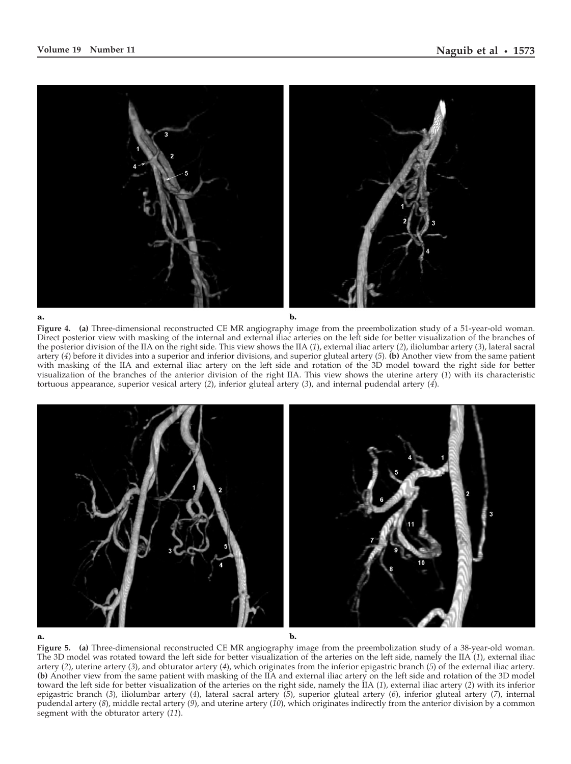**Figure 4.** **(a)** Three-dimensional reconstructed CE MR angiography image from the preembolization study of a 51-year-old woman. Direct posterior view with masking of the internal and external iliac arteries on the left side for better visualization of the branches of the posterior division of the IIA on the right side. This view shows the IIA (*1*), external iliac artery (*2*), iliolumbar artery (*3*), lateral sacral artery (*4*) before it divides into a superior and inferior divisions, and superior gluteal artery (*5*). **(b)** Another view from the same patient with masking of the IIA and external iliac artery on the left side and rotation of the 3D model toward the right side for better visualization of the branches of the anterior division of the right IIA. This view shows the uterine artery (*1*) with its characteristic tortuous appearance, superior vesical artery (*2*), inferior gluteal artery (*3*), and internal pudendal artery (*4*).

**Figure 5.** **(a)** Three-dimensional reconstructed CE MR angiography image from the preembolization study of a 38-year-old woman. The 3D model was rotated toward the left side for better visualization of the arteries on the left side, namely the IIA (*1*), external iliac artery (*2*), uterine artery (*3*), and obturator artery (*4*), which originates from the inferior epigastric branch (*5*) of the external iliac artery. **(b)** Another view from the same patient with masking of the IIA and external iliac artery on the left side and rotation of the 3D model toward the left side for better visualization of the arteries on the right side, namely the IIA (*1*), external iliac artery (*2*) with its inferior epigastric branch (*3*), iliolumbar artery (*4*), lateral sacral artery (*5*), superior gluteal artery (*6*), inferior gluteal artery (*7*), internal pudendal artery (*8*), middle rectal artery (*9*), and uterine artery (*10*), which originates indirectly from the anterior division by a common segment with the obturator artery (*11*).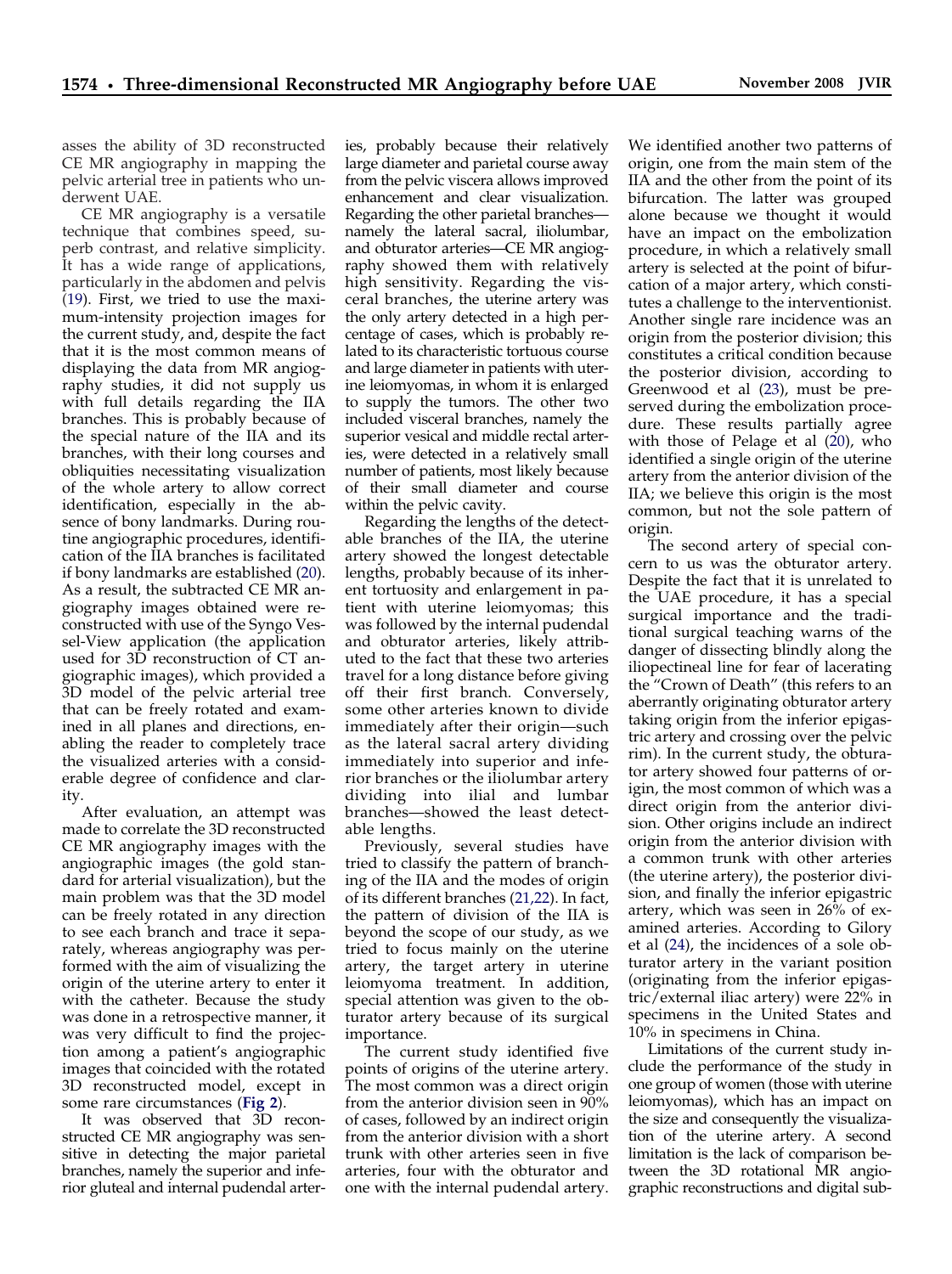asses the ability of 3D reconstructed CE MR angiography in mapping the pelvic arterial tree in patients who underwent UAE.

CE MR angiography is a versatile technique that combines speed, superb contrast, and relative simplicity. It has a wide range of applications, particularly in the abdomen and pelvis (19). First, we tried to use the maximum-intensity projection images for the current study, and, despite the fact that it is the most common means of displaying the data from MR angiography studies, it did not supply us with full details regarding the IIA branches. This is probably because of the special nature of the IIA and its branches, with their long courses and obliquities necessitating visualization of the whole artery to allow correct identification, especially in the absence of bony landmarks. During routine angiographic procedures, identification of the IIA branches is facilitated if bony landmarks are established (20). As a result, the subtracted CE MR angiography images obtained were reconstructed with use of the Syngo Vessel-View application (the application used for 3D reconstruction of CT angiographic images), which provided a 3D model of the pelvic arterial tree that can be freely rotated and examined in all planes and directions, enabling the reader to completely trace the visualized arteries with a considerable degree of confidence and clarity.

After evaluation, an attempt was made to correlate the 3D reconstructed CE MR angiography images with the angiographic images (the gold standard for arterial visualization), but the main problem was that the 3D model can be freely rotated in any direction to see each branch and trace it separately, whereas angiography was performed with the aim of visualizing the origin of the uterine artery to enter it with the catheter. Because the study was done in a retrospective manner, it was very difficult to find the projection among a patient's angiographic images that coincided with the rotated 3D reconstructed model, except in some rare circumstances (**Fig 2**).

It was observed that 3D reconstructed CE MR angiography was sensitive in detecting the major parietal branches, namely the superior and inferior gluteal and internal pudendal arteries, probably because their relatively large diameter and parietal course away from the pelvic viscera allows improved enhancement and clear visualization. Regarding the other parietal branches—namely the lateral sacral, iliolumbar, and obturator arteries—CE MR angiography showed them with relatively high sensitivity. Regarding the visceral branches, the uterine artery was the only artery detected in a high percentage of cases, which is probably related to its characteristic tortuous course and large diameter in patients with uterine leiomyomas, in whom it is enlarged to supply the tumors. The other two included visceral branches, namely the superior vesical and middle rectal arteries, were detected in a relatively small number of patients, most likely because of their small diameter and course within the pelvic cavity.

Regarding the lengths of the detectable branches of the IIA, the uterine artery showed the longest detectable lengths, probably because of its inherent tortuosity and enlargement in patient with uterine leiomyomas; this was followed by the internal pudendal and obturator arteries, likely attributed to the fact that these two arteries travel for a long distance before giving off their first branch. Conversely, some other arteries known to divide immediately after their origin—such as the lateral sacral artery dividing immediately into superior and inferior branches or the iliolumbar artery dividing into ilial and lumbar branches—showed the least detectable lengths.

Previously, several studies have tried to classify the pattern of branching of the IIA and the modes of origin of its different branches (21,22). In fact, the pattern of division of the IIA is beyond the scope of our study, as we tried to focus mainly on the uterine artery, the target artery in uterine leiomyoma treatment. In addition, special attention was given to the obturator artery because of its surgical importance.

The current study identified five points of origins of the uterine artery. The most common was a direct origin from the anterior division seen in 90% of cases, followed by an indirect origin from the anterior division with a short trunk with other arteries seen in five arteries, four with the obturator and one with the internal pudendal artery. We identified another two patterns of origin, one from the main stem of the IIA and the other from the point of its bifurcation. The latter was grouped alone because we thought it would have an impact on the embolization procedure, in which a relatively small artery is selected at the point of bifurcation of a major artery, which constitutes a challenge to the interventionist. Another single rare incidence was an origin from the posterior division; this constitutes a critical condition because the posterior division, according to Greenwood et al (23), must be preserved during the embolization procedure. These results partially agree with those of Pelage et al (20), who identified a single origin of the uterine artery from the anterior division of the IIA; we believe this origin is the most common, but not the sole pattern of origin.

The second artery of special concern to us was the obturator artery. Despite the fact that it is unrelated to the UAE procedure, it has a special surgical importance and the traditional surgical teaching warns of the danger of dissecting blindly along the iliopectineal line for fear of lacerating the "Crown of Death" (this refers to an aberrantly originating obturator artery taking origin from the inferior epigastric artery and crossing over the pelvic rim). In the current study, the obturator artery showed four patterns of origin, the most common of which was a direct origin from the anterior division. Other origins include an indirect origin from the anterior division with a common trunk with other arteries (the uterine artery), the posterior division, and finally the inferior epigastric artery, which was seen in 26% of examined arteries. According to Gilory et al (24), the incidences of a sole obturator artery in the variant position (originating from the inferior epigastric/external iliac artery) were 22% in specimens in the United States and 10% in specimens in China.

Limitations of the current study include the performance of the study in one group of women (those with uterine leiomyomas), which has an impact on the size and consequently the visualization of the uterine artery. A second limitation is the lack of comparison between the 3D rotational MR angiographic reconstructions and digital sub-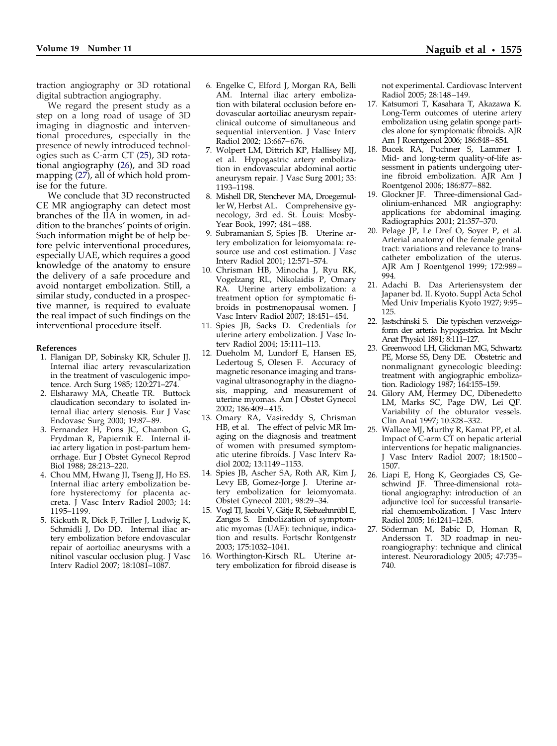traction angiography or 3D rotational digital subtraction angiography.

We regard the present study as a step on a long road of usage of 3D imaging in diagnostic and interventional procedures, especially in the presence of newly introduced technologies such as C-arm CT (25), 3D rotational angiography (26), and 3D road mapping (27), all of which hold promise for the future.

We conclude that 3D reconstructed CE MR angiography can detect most branches of the IIA in women, in addition to the branches' points of origin. Such information might be of help before pelvic interventional procedures, especially UAE, which requires a good knowledge of the anatomy to ensure the delivery of a safe procedure and avoid nontarget embolization. Still, a similar study, conducted in a prospective manner, is required to evaluate the real impact of such findings on the interventional procedure itself.

#### References

1. Flanigan DP, Sobinsky KR, Schuler JJ. Internal iliac artery revascularization in the treatment of vasculogenic impotence. Arch Surg 1985; 120:271–274.
2. Elsharawy MA, Cheatle TR. Buttock claudication secondary to isolated internal iliac artery stenosis. Eur J Vasc Endovasc Surg 2000; 19:87–89.
3. Fernandez H, Pons JC, Chambon G, Frydman R, Papiernik E. Internal iliac artery ligation in post-partum hemorrhage. Eur J Obstet Gynecol Reprod Biol 1988; 28:213–220.
4. Chou MM, Hwang JI, Tseng JJ, Ho ES. Internal iliac artery embolization before hysterectomy for placenta accreta. J Vasc Interv Radiol 2003; 14: 1195–1199.
5. Kickuth R, Dick F, Triller J, Ludwig K, Schmidli J, Do DD. Internal iliac artery embolization before endovascular repair of aortoiliac aneurysms with a nitinol vascular occlusion plug. J Vasc Interv Radiol 2007; 18:1081–1087.
6. Engelke C, Elford J, Morgan RA, Belli AM. Internal iliac artery embolization with bilateral occlusion before endovascular aortoiliac aneurysm repair-clinical outcome of simultaneous and sequential intervention. J Vasc Interv Radiol 2002; 13:667–676.
7. Wolpert LM, Dittrich KP, Hallisey MJ, et al. Hypogastric artery embolization in endovascular abdominal aortic aneurysm repair. J Vasc Surg 2001; 33: 1193–1198.
8. Mishell DR, Stenchever MA, Droegemuller W, Herbst AL. Comprehensive gynecology, 3rd ed. St. Louis: Mosby-Year Book, 1997; 484–488.
9. Subramanian S, Spies JB. Uterine artery embolization for leiomyomata: resource use and cost estimation. J Vasc Interv Radiol 2001; 12:571–574.
10. Chrisman HB, Minocha J, Ryu RK, Vogelzang RL, Nikolaidis P, Omary RA. Uterine artery embolization: a treatment option for symptomatic fibroids in postmenopausal women. J Vasc Interv Radiol 2007; 18:451–454.
11. Spies JB, Sacks D. Credentials for uterine artery embolization. J Vasc Interv Radiol 2004; 15:111–113.
12. Dueholm M, Lundorf E, Hansen ES, Ledertoug S, Olesen F. Accuracy of magnetic resonance imaging and transvaginal ultrasonography in the diagnosis, mapping, and measurement of uterine myomas. Am J Obstet Gynecol 2002; 186:409–415.
13. Omary RA, Vasireddy S, Chrisman HB, et al. The effect of pelvic MR Imaging on the diagnosis and treatment of women with presumed symptomatic uterine fibroids. J Vasc Interv Radiol 2002; 13:1149–1153.
14. Spies JB, Ascher SA, Roth AR, Kim J, Levy EB, Gomez-Jorge J. Uterine artery embolization for leiomyomata. Obstet Gynecol 2001; 98:29–34.
15. Vogl TJ, Jacobi V, Gätje R, Siebzehnrübl E, Zangos S. Embolization of symptomatic myomas (UAE): technique, indication and results. Fortschr Rontgenstr 2003; 175:1032–1041.
16. Worthington-Kirsch RL. Uterine artery embolization for fibroid disease is not experimental. Cardiovasc Intervent Radiol 2005; 28:148–149.
17. Katsumori T, Kasahara T, Akazawa K. Long-Term outcomes of uterine artery embolization using gelatin sponge particles alone for symptomatic fibroids. AJR Am J Roentgenol 2006; 186:848–854.
18. Bucek RA, Puchner S, Lammer J. Mid- and long-term quality-of-life assessment in patients undergoing uterine fibroid embolization. AJR Am J Roentgenol 2006; 186:877–882.
19. Glockner JF. Three-dimensional Gadolinium-enhanced MR angiography: applications for abdominal imaging. Radiographics 2001; 21:357–370.
20. Pelage JP, Le Dref O, Soyer P, et al. Arterial anatomy of the female genital tract: variations and relevance to transcatheter embolization of the uterus. AJR Am J Roentgenol 1999; 172:989–994.
21. Adachi B. Das Arteriensystem der Japaner bd. II. Kyoto. Suppl Acta Schol Med Univ Imperialis Kyoto 1927; 9:95–125.
22. Jastschinski S. Die typischen verzweigsform der arteria hypogastrica. Int Mschr Anat Physiol 1891; 8:111–127.
23. Greenwood LH, Glickman MG, Schwartz PE, Morse SS, Deny DE. Obstetric and nonmalignant gynecologic bleeding: treatment with angiographic embolization. Radiology 1987; 164:155–159.
24. Gilory AM, Hermey DC, Dibenedetto LM, Marks SC, Page DW, Lei QF. Variability of the obturator vessels. Clin Anat 1997; 10:328–332.
25. Wallace MJ, Murthy R, Kamat PP, et al. Impact of C-arm CT on hepatic arterial interventions for hepatic malignancies. J Vasc Interv Radiol 2007; 18:1500–1507.
26. Liapi E, Hong K, Georgiades CS, Geschwind JF. Three-dimensional rotational angiography: introduction of an adjunctive tool for successful transarterial chemoembolization. J Vasc Interv Radiol 2005; 16:1241–1245.
27. Söderman M, Babic D, Homan R, Andersson T. 3D roadmap in neuroangiography: technique and clinical interest. Neuroradiology 2005; 47:735–740.